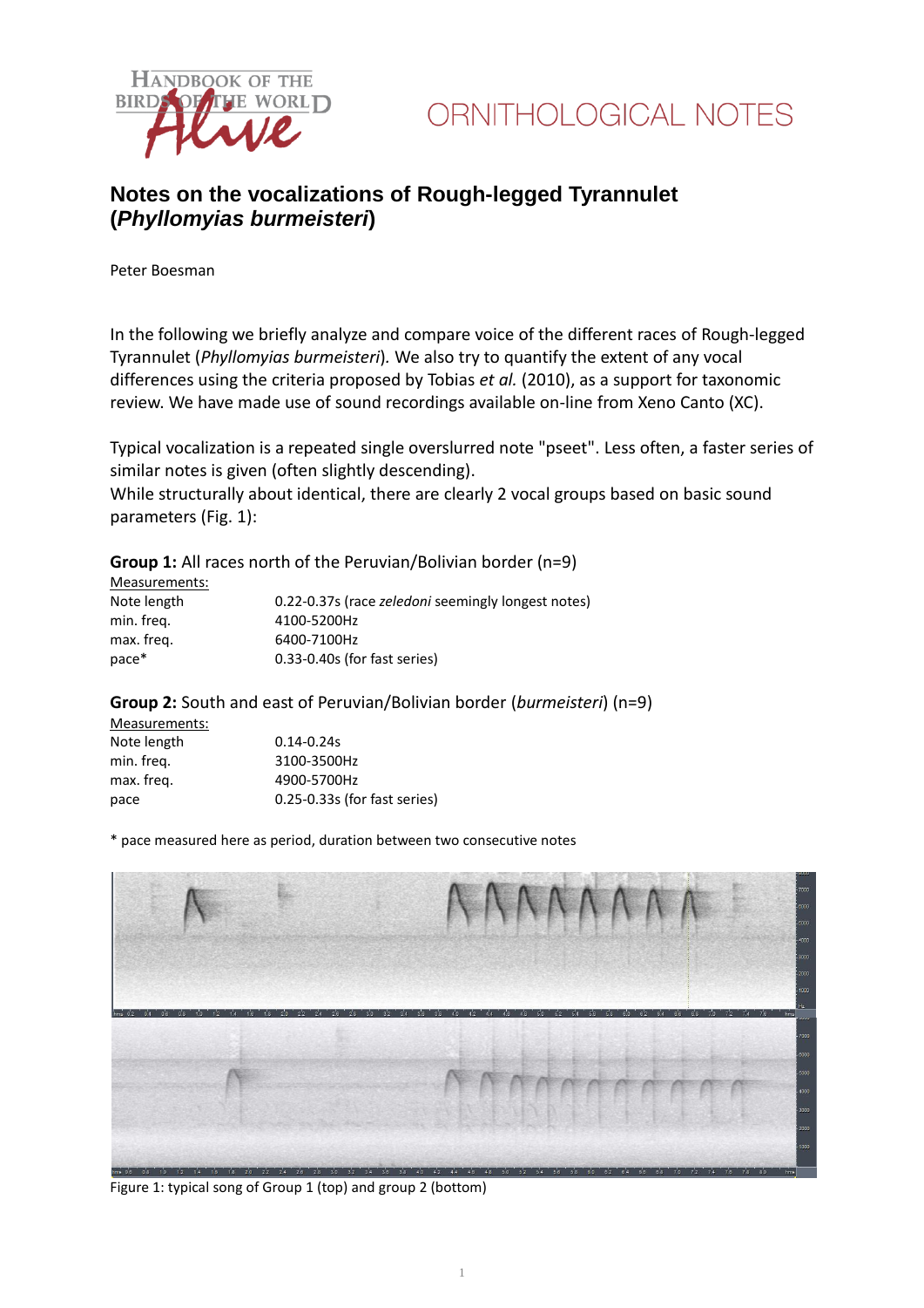ORNITHOLOGICAL NOTES

# Notes on the vocalizations of Rough-legged Tyrannulet (*Phyllomyias burmeisteri*)

Peter Boesman

In the following we briefly analyze and compare voice of the different races of Rough-legged Tyrannulet (*Phyllomyias burmeisteri*). We also try to quantify the extent of any vocal differences using the criteria proposed by Tobias *et al.* (2010), as a support for taxonomic review. We have made use of sound recordings available on-line from Xeno Canto (XC).

Typical vocalization is a repeated single overslurred note "pseet". Less often, a faster series of similar notes is given (often slightly descending).
While structurally about identical, there are clearly 2 vocal groups based on basic sound parameters (Fig. 1):

**Group 1:** All races north of the Peruvian/Bolivian border (n=9)

Measurements:

| | |
|---|---|
| Note length | 0.22-0.37s (race *zeledoni* seemingly longest notes) |
| min. freq. | 4100-5200Hz |
| max. freq. | 6400-7100Hz |
| pace* | 0.33-0.40s (for fast series) |

**Group 2:** South and east of Peruvian/Bolivian border (*burmeisteri*) (n=9)

Measurements:

| | |
|---|---|
| Note length | 0.14-0.24s |
| min. freq. | 3100-3500Hz |
| max. freq. | 4900-5700Hz |
| pace | 0.25-0.33s (for fast series) |

\* pace measured here as period, duration between two consecutive notes

Figure 1: typical song of Group 1 (top) and group 2 (bottom)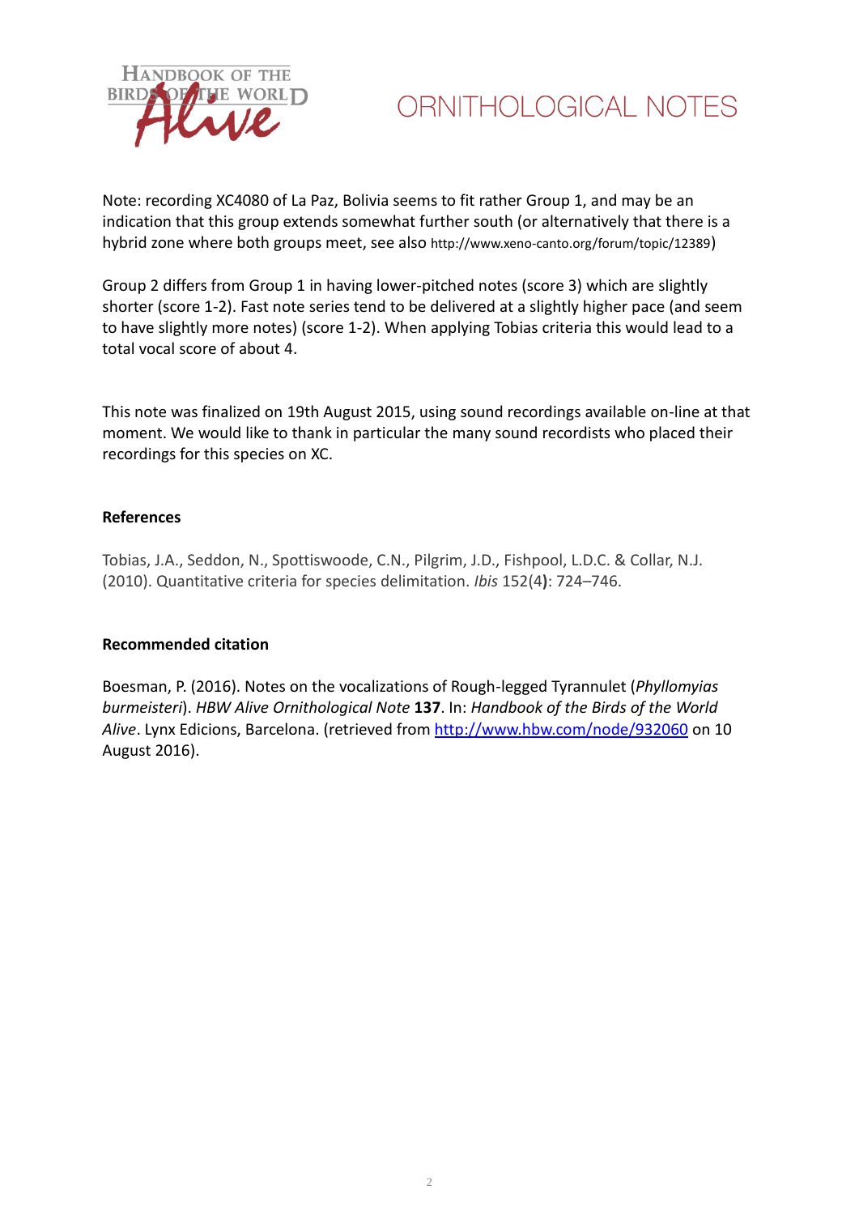Note: recording XC4080 of La Paz, Bolivia seems to fit rather Group 1, and may be an indication that this group extends somewhat further south (or alternatively that there is a hybrid zone where both groups meet, see also http://www.xeno-canto.org/forum/topic/12389)

Group 2 differs from Group 1 in having lower-pitched notes (score 3) which are slightly shorter (score 1-2). Fast note series tend to be delivered at a slightly higher pace (and seem to have slightly more notes) (score 1-2). When applying Tobias criteria this would lead to a total vocal score of about 4.

This note was finalized on 19th August 2015, using sound recordings available on-line at that moment. We would like to thank in particular the many sound recordists who placed their recordings for this species on XC.

**References**

Tobias, J.A., Seddon, N., Spottiswoode, C.N., Pilgrim, J.D., Fishpool, L.D.C. & Collar, N.J. (2010). Quantitative criteria for species delimitation. *Ibis* 152(4**)**: 724–746.

**Recommended citation**

Boesman, P. (2016). Notes on the vocalizations of Rough-legged Tyrannulet (*Phyllomyias burmeisteri*). *HBW Alive Ornithological Note* **137**. In: *Handbook of the Birds of the World Alive*. Lynx Edicions, Barcelona. (retrieved from http://www.hbw.com/node/932060 on 10 August 2016).